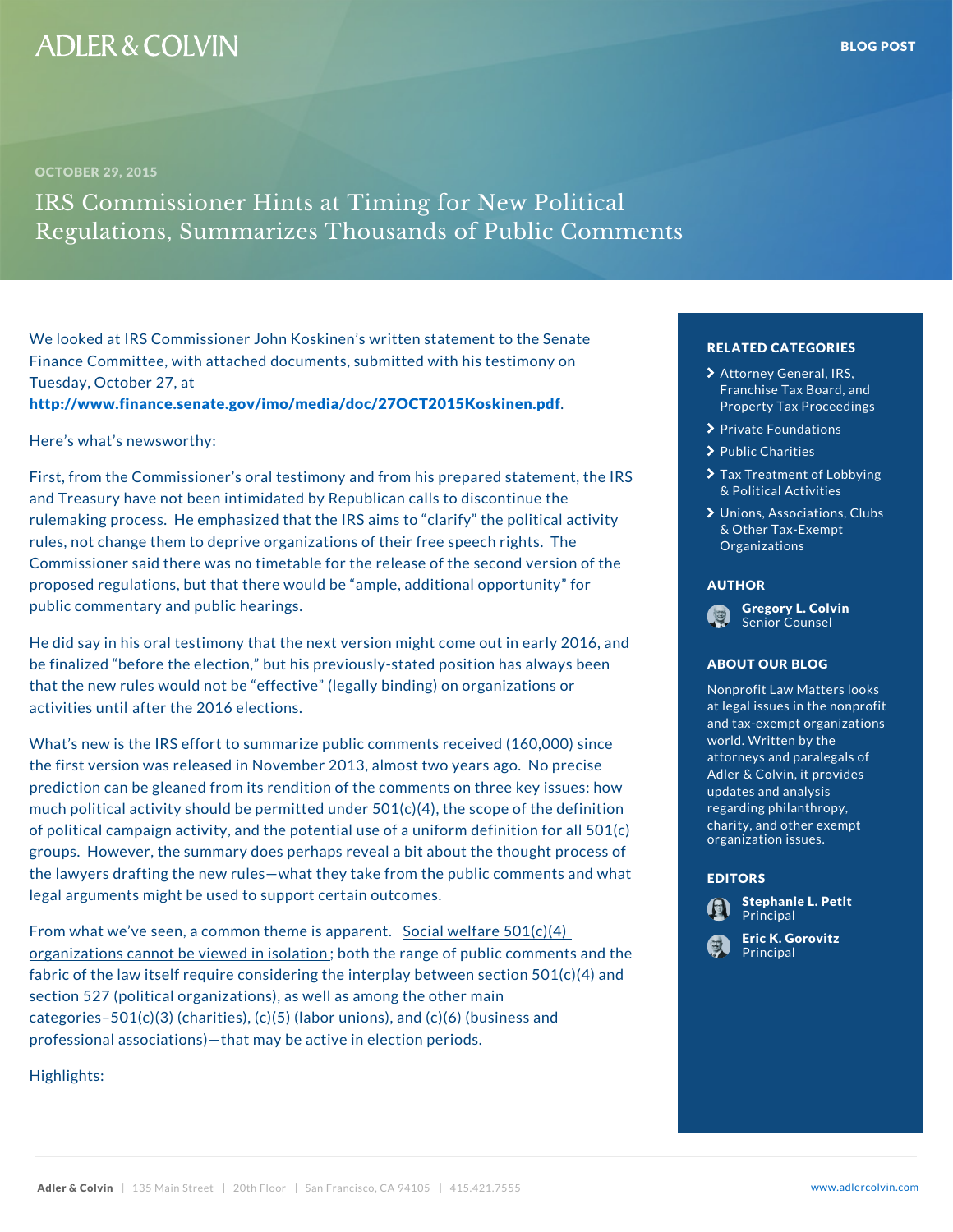OCTOBER 29, 2015

# IRS Commissioner Hints at Timing for New Political Regulations, Summarizes Thousands of Public Comments

We looked at IRS Commissioner John Koskinen's written statement to the Senate Finance Committee, with attached documents, submitted with his testimony on Tuesday, October 27, at **http://www.finance.senate.gov/imo/media/doc/27OCT2015Koskinen.pdf**.

Here's what's newsworthy:

First, from the Commissioner's oral testimony and from his prepared statement, the IRS and Treasury have not been intimidated by Republican calls to discontinue the rulemaking process. He emphasized that the IRS aims to "clarify" the political activity rules, not change them to deprive organizations of their free speech rights. The Commissioner said there was no timetable for the release of the second version of the proposed regulations, but that there would be "ample, additional opportunity" for public commentary and public hearings.

He did say in his oral testimony that the next version might come out in early 2016, and be finalized "before the election," but his previously-stated position has always been that the new rules would not be "effective" (legally binding) on organizations or activities until after the 2016 elections.

What's new is the IRS effort to summarize public comments received (160,000) since the first version was released in November 2013, almost two years ago. No precise prediction can be gleaned from its rendition of the comments on three key issues: how much political activity should be permitted under 501(c)(4), the scope of the definition of political campaign activity, and the potential use of a uniform definition for all 501(c) groups. However, the summary does perhaps reveal a bit about the thought process of the lawyers drafting the new rules—what they take from the public comments and what legal arguments might be used to support certain outcomes.

From what we've seen, a common theme is apparent. Social welfare 501(c)(4) organizations cannot be viewed in isolation; both the range of public comments and the fabric of the law itself require considering the interplay between section 501(c)(4) and section 527 (political organizations), as well as among the other main categories–501(c)(3) (charities), (c)(5) (labor unions), and (c)(6) (business and professional associations)—that may be active in election periods.

Highlights:

## RELATED CATEGORIES

- Attorney General, IRS, Franchise Tax Board, and Property Tax Proceedings
- Private Foundations
- Public Charities
- Tax Treatment of Lobbying & Political Activities
- Unions, Associations, Clubs & Other Tax-Exempt Organizations

## AUTHOR

**Gregory L. Colvin**
Senior Counsel

## ABOUT OUR BLOG

Nonprofit Law Matters looks at legal issues in the nonprofit and tax-exempt organizations world. Written by the attorneys and paralegals of Adler & Colvin, it provides updates and analysis regarding philanthropy, charity, and other exempt organization issues.

## EDITORS

**Stephanie L. Petit**
Principal

**Eric K. Gorovitz**
Principal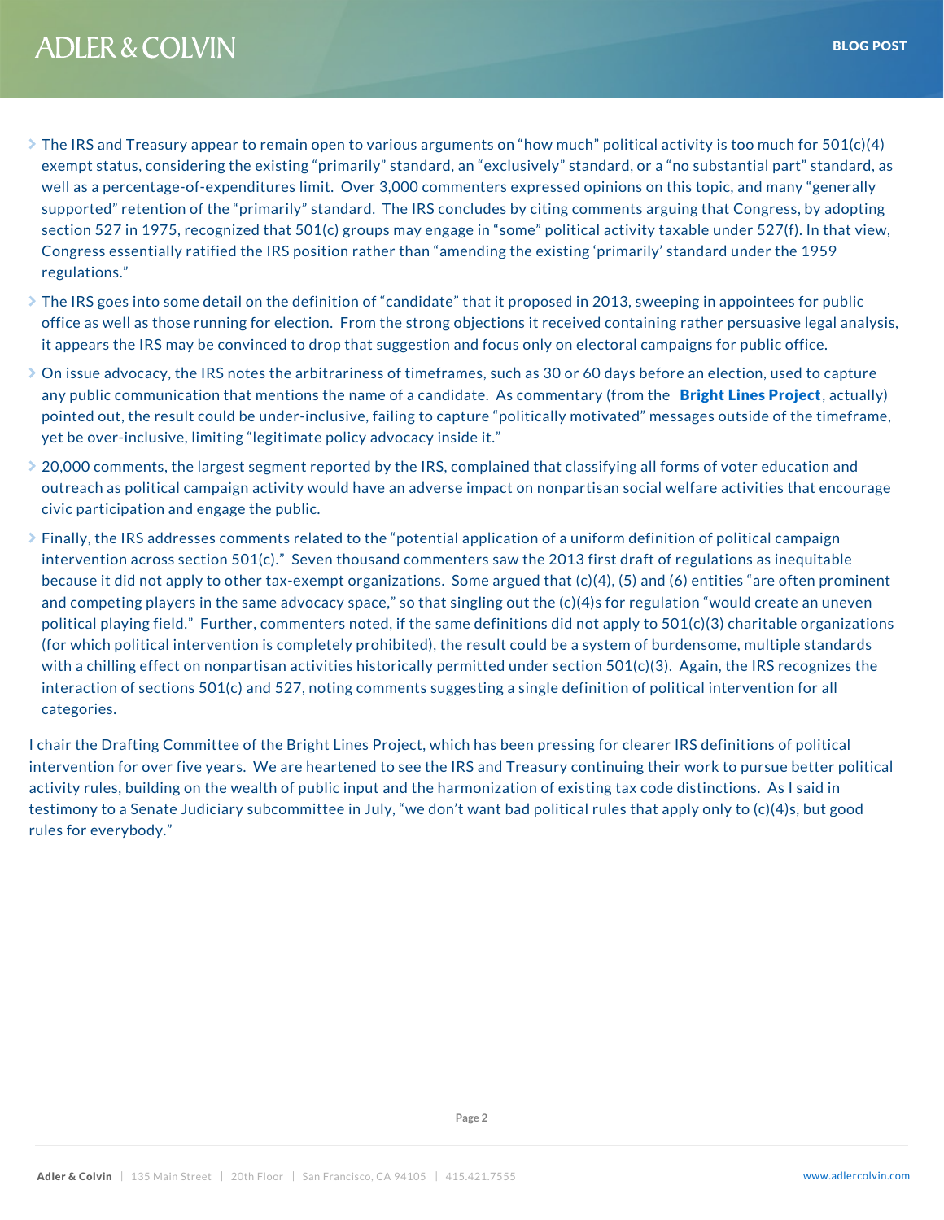- The IRS and Treasury appear to remain open to various arguments on "how much" political activity is too much for 501(c)(4) exempt status, considering the existing "primarily" standard, an "exclusively" standard, or a "no substantial part" standard, as well as a percentage-of-expenditures limit. Over 3,000 commenters expressed opinions on this topic, and many "generally supported" retention of the "primarily" standard. The IRS concludes by citing comments arguing that Congress, by adopting section 527 in 1975, recognized that 501(c) groups may engage in "some" political activity taxable under 527(f). In that view, Congress essentially ratified the IRS position rather than "amending the existing 'primarily' standard under the 1959 regulations."
- The IRS goes into some detail on the definition of "candidate" that it proposed in 2013, sweeping in appointees for public office as well as those running for election. From the strong objections it received containing rather persuasive legal analysis, it appears the IRS may be convinced to drop that suggestion and focus only on electoral campaigns for public office.
- On issue advocacy, the IRS notes the arbitrariness of timeframes, such as 30 or 60 days before an election, used to capture any public communication that mentions the name of a candidate. As commentary (from the **Bright Lines Project**, actually) pointed out, the result could be under-inclusive, failing to capture "politically motivated" messages outside of the timeframe, yet be over-inclusive, limiting "legitimate policy advocacy inside it."
- 20,000 comments, the largest segment reported by the IRS, complained that classifying all forms of voter education and outreach as political campaign activity would have an adverse impact on nonpartisan social welfare activities that encourage civic participation and engage the public.
- Finally, the IRS addresses comments related to the "potential application of a uniform definition of political campaign intervention across section 501(c)." Seven thousand commenters saw the 2013 first draft of regulations as inequitable because it did not apply to other tax-exempt organizations. Some argued that (c)(4), (5) and (6) entities "are often prominent and competing players in the same advocacy space," so that singling out the (c)(4)s for regulation "would create an uneven political playing field." Further, commenters noted, if the same definitions did not apply to 501(c)(3) charitable organizations (for which political intervention is completely prohibited), the result could be a system of burdensome, multiple standards with a chilling effect on nonpartisan activities historically permitted under section 501(c)(3). Again, the IRS recognizes the interaction of sections 501(c) and 527, noting comments suggesting a single definition of political intervention for all categories.

I chair the Drafting Committee of the Bright Lines Project, which has been pressing for clearer IRS definitions of political intervention for over five years. We are heartened to see the IRS and Treasury continuing their work to pursue better political activity rules, building on the wealth of public input and the harmonization of existing tax code distinctions. As I said in testimony to a Senate Judiciary subcommittee in July, "we don't want bad political rules that apply only to (c)(4)s, but good rules for everybody."